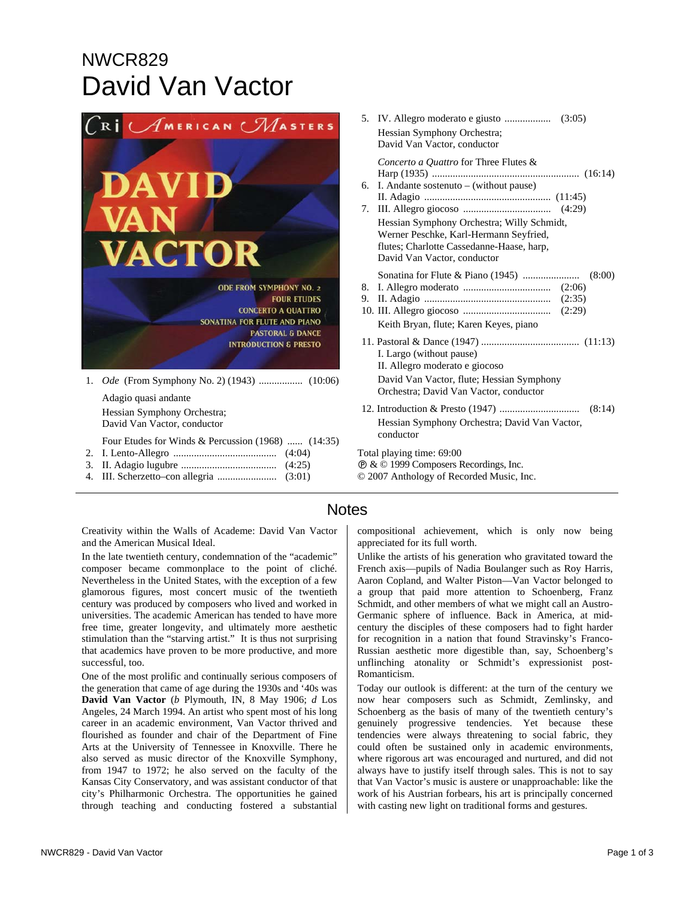# NWCR829

# David Van Vactor

1. *Ode* (From Symphony No. 2) (1943) ................. (10:06)

   Adagio quasi andante

   Hessian Symphony Orchestra;
   David Van Vactor, conductor

Four Etudes for Winds & Percussion (1968) ...... (14:35)

2. I. Lento-Allegro ........................................ (4:04)
3. II. Adagio lugubre ..................................... (4:25)
4. III. Scherzetto–con allegria ....................... (3:01)
5. IV. Allegro moderato e giusto .................. (3:05)

   Hessian Symphony Orchestra;
   David Van Vactor, conductor

*Concerto a Quattro* for Three Flutes & Harp (1935) ......................................................... (16:14)

6. I. Andante sostenuto – (without pause)
   II. Adagio ................................................. (11:45)
7. III. Allegro giocoso .................................. (4:29)

   Hessian Symphony Orchestra; Willy Schmidt, Werner Peschke, Karl-Hermann Seyfried, flutes; Charlotte Cassedanne-Haase, harp, David Van Vactor, conductor

Sonatina for Flute & Piano (1945) ...................... (8:00)

8. I. Allegro moderato .................................. (2:06)
9. II. Adagio ................................................. (2:35)
10. III. Allegro giocoso .................................. (2:29)

    Keith Bryan, flute; Karen Keyes, piano

11. Pastoral & Dance (1947) ...................................... (11:13)

    I. Largo (without pause)
    II. Allegro moderato e giocoso

    David Van Vactor, flute; Hessian Symphony Orchestra; David Van Vactor, conductor

12. Introduction & Presto (1947) ............................... (8:14)

    Hessian Symphony Orchestra; David Van Vactor, conductor

Total playing time: 69:00
℗ & © 1999 Composers Recordings, Inc.
© 2007 Anthology of Recorded Music, Inc.

## Notes

Creativity within the Walls of Academe: David Van Vactor and the American Musical Ideal.

In the late twentieth century, condemnation of the "academic" composer became commonplace to the point of cliché. Nevertheless in the United States, with the exception of a few glamorous figures, most concert music of the twentieth century was produced by composers who lived and worked in universities. The academic American has tended to have more free time, greater longevity, and ultimately more aesthetic stimulation than the "starving artist." It is thus not surprising that academics have proven to be more productive, and more successful, too.

One of the most prolific and continually serious composers of the generation that came of age during the 1930s and '40s was **David Van Vactor** (*b* Plymouth, IN, 8 May 1906; *d* Los Angeles, 24 March 1994. An artist who spent most of his long career in an academic environment, Van Vactor thrived and flourished as founder and chair of the Department of Fine Arts at the University of Tennessee in Knoxville. There he also served as music director of the Knoxville Symphony, from 1947 to 1972; he also served on the faculty of the Kansas City Conservatory, and was assistant conductor of that city's Philharmonic Orchestra. The opportunities he gained through teaching and conducting fostered a substantial compositional achievement, which is only now being appreciated for its full worth.

Unlike the artists of his generation who gravitated toward the French axis—pupils of Nadia Boulanger such as Roy Harris, Aaron Copland, and Walter Piston—Van Vactor belonged to a group that paid more attention to Schoenberg, Franz Schmidt, and other members of what we might call an Austro-Germanic sphere of influence. Back in America, at mid-century the disciples of these composers had to fight harder for recognition in a nation that found Stravinsky's Franco-Russian aesthetic more digestible than, say, Schoenberg's unflinching atonality or Schmidt's expressionist post-Romanticism.

Today our outlook is different: at the turn of the century we now hear composers such as Schmidt, Zemlinsky, and Schoenberg as the basis of many of the twentieth century's genuinely progressive tendencies. Yet because these tendencies were always threatening to social fabric, they could often be sustained only in academic environments, where rigorous art was encouraged and nurtured, and did not always have to justify itself through sales. This is not to say that Van Vactor's music is austere or unapproachable: like the work of his Austrian forbears, his art is principally concerned with casting new light on traditional forms and gestures.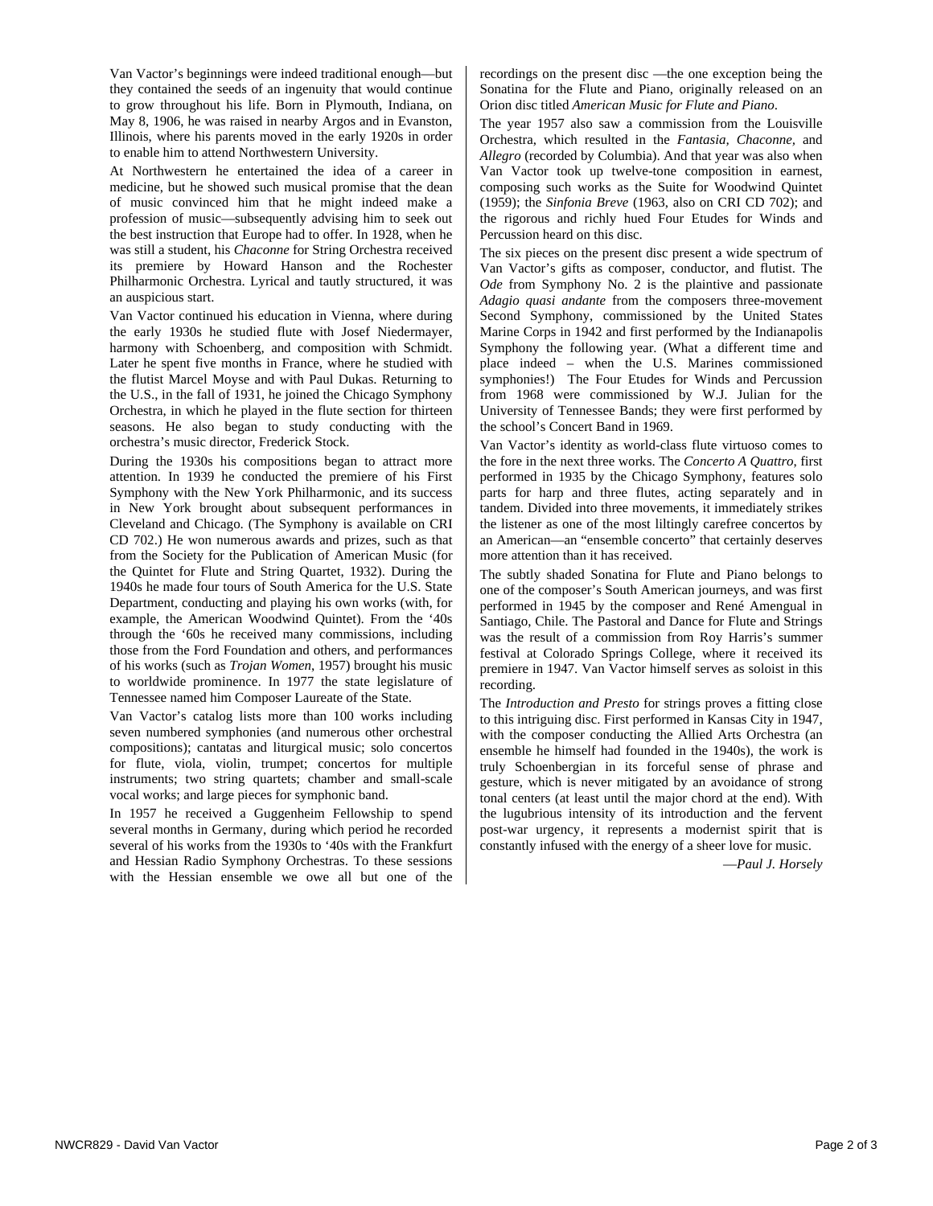Van Vactor's beginnings were indeed traditional enough—but they contained the seeds of an ingenuity that would continue to grow throughout his life. Born in Plymouth, Indiana, on May 8, 1906, he was raised in nearby Argos and in Evanston, Illinois, where his parents moved in the early 1920s in order to enable him to attend Northwestern University.

At Northwestern he entertained the idea of a career in medicine, but he showed such musical promise that the dean of music convinced him that he might indeed make a profession of music—subsequently advising him to seek out the best instruction that Europe had to offer. In 1928, when he was still a student, his *Chaconne* for String Orchestra received its premiere by Howard Hanson and the Rochester Philharmonic Orchestra. Lyrical and tautly structured, it was an auspicious start.

Van Vactor continued his education in Vienna, where during the early 1930s he studied flute with Josef Niedermayer, harmony with Schoenberg, and composition with Schmidt. Later he spent five months in France, where he studied with the flutist Marcel Moyse and with Paul Dukas. Returning to the U.S., in the fall of 1931, he joined the Chicago Symphony Orchestra, in which he played in the flute section for thirteen seasons. He also began to study conducting with the orchestra's music director, Frederick Stock.

During the 1930s his compositions began to attract more attention. In 1939 he conducted the premiere of his First Symphony with the New York Philharmonic, and its success in New York brought about subsequent performances in Cleveland and Chicago. (The Symphony is available on CRI CD 702.) He won numerous awards and prizes, such as that from the Society for the Publication of American Music (for the Quintet for Flute and String Quartet, 1932). During the 1940s he made four tours of South America for the U.S. State Department, conducting and playing his own works (with, for example, the American Woodwind Quintet). From the '40s through the '60s he received many commissions, including those from the Ford Foundation and others, and performances of his works (such as *Trojan Women*, 1957) brought his music to worldwide prominence. In 1977 the state legislature of Tennessee named him Composer Laureate of the State.

Van Vactor's catalog lists more than 100 works including seven numbered symphonies (and numerous other orchestral compositions); cantatas and liturgical music; solo concertos for flute, viola, violin, trumpet; concertos for multiple instruments; two string quartets; chamber and small-scale vocal works; and large pieces for symphonic band.

In 1957 he received a Guggenheim Fellowship to spend several months in Germany, during which period he recorded several of his works from the 1930s to '40s with the Frankfurt and Hessian Radio Symphony Orchestras. To these sessions with the Hessian ensemble we owe all but one of the recordings on the present disc —the one exception being the Sonatina for the Flute and Piano, originally released on an Orion disc titled *American Music for Flute and Piano*.

The year 1957 also saw a commission from the Louisville Orchestra, which resulted in the *Fantasia, Chaconne,* and *Allegro* (recorded by Columbia). And that year was also when Van Vactor took up twelve-tone composition in earnest, composing such works as the Suite for Woodwind Quintet (1959); the *Sinfonia Breve* (1963, also on CRI CD 702); and the rigorous and richly hued Four Etudes for Winds and Percussion heard on this disc.

The six pieces on the present disc present a wide spectrum of Van Vactor's gifts as composer, conductor, and flutist. The *Ode* from Symphony No. 2 is the plaintive and passionate *Adagio quasi andante* from the composers three-movement Second Symphony, commissioned by the United States Marine Corps in 1942 and first performed by the Indianapolis Symphony the following year. (What a different time and place indeed – when the U.S. Marines commissioned symphonies!) The Four Etudes for Winds and Percussion from 1968 were commissioned by W.J. Julian for the University of Tennessee Bands; they were first performed by the school's Concert Band in 1969.

Van Vactor's identity as world-class flute virtuoso comes to the fore in the next three works. The *Concerto A Quattro,* first performed in 1935 by the Chicago Symphony, features solo parts for harp and three flutes, acting separately and in tandem. Divided into three movements, it immediately strikes the listener as one of the most liltingly carefree concertos by an American—an "ensemble concerto" that certainly deserves more attention than it has received.

The subtly shaded Sonatina for Flute and Piano belongs to one of the composer's South American journeys, and was first performed in 1945 by the composer and René Amengual in Santiago, Chile. The Pastoral and Dance for Flute and Strings was the result of a commission from Roy Harris's summer festival at Colorado Springs College, where it received its premiere in 1947. Van Vactor himself serves as soloist in this recording.

The *Introduction and Presto* for strings proves a fitting close to this intriguing disc. First performed in Kansas City in 1947, with the composer conducting the Allied Arts Orchestra (an ensemble he himself had founded in the 1940s), the work is truly Schoenbergian in its forceful sense of phrase and gesture, which is never mitigated by an avoidance of strong tonal centers (at least until the major chord at the end). With the lugubrious intensity of its introduction and the fervent post-war urgency, it represents a modernist spirit that is constantly infused with the energy of a sheer love for music.

—*Paul J. Horsely*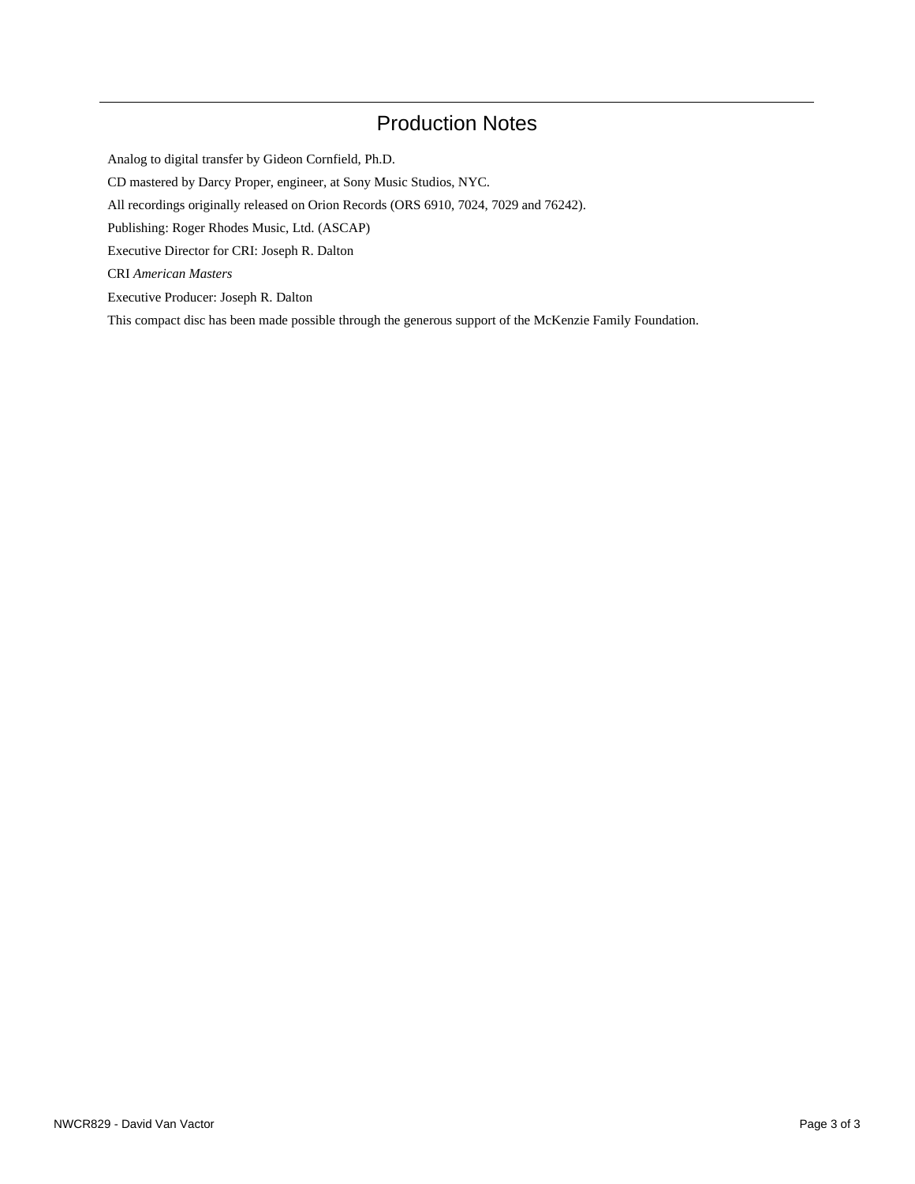## Production Notes

Analog to digital transfer by Gideon Cornfield, Ph.D.

CD mastered by Darcy Proper, engineer, at Sony Music Studios, NYC.

All recordings originally released on Orion Records (ORS 6910, 7024, 7029 and 76242).

Publishing: Roger Rhodes Music, Ltd. (ASCAP)

Executive Director for CRI: Joseph R. Dalton

CRI *American Masters*

Executive Producer: Joseph R. Dalton

This compact disc has been made possible through the generous support of the McKenzie Family Foundation.